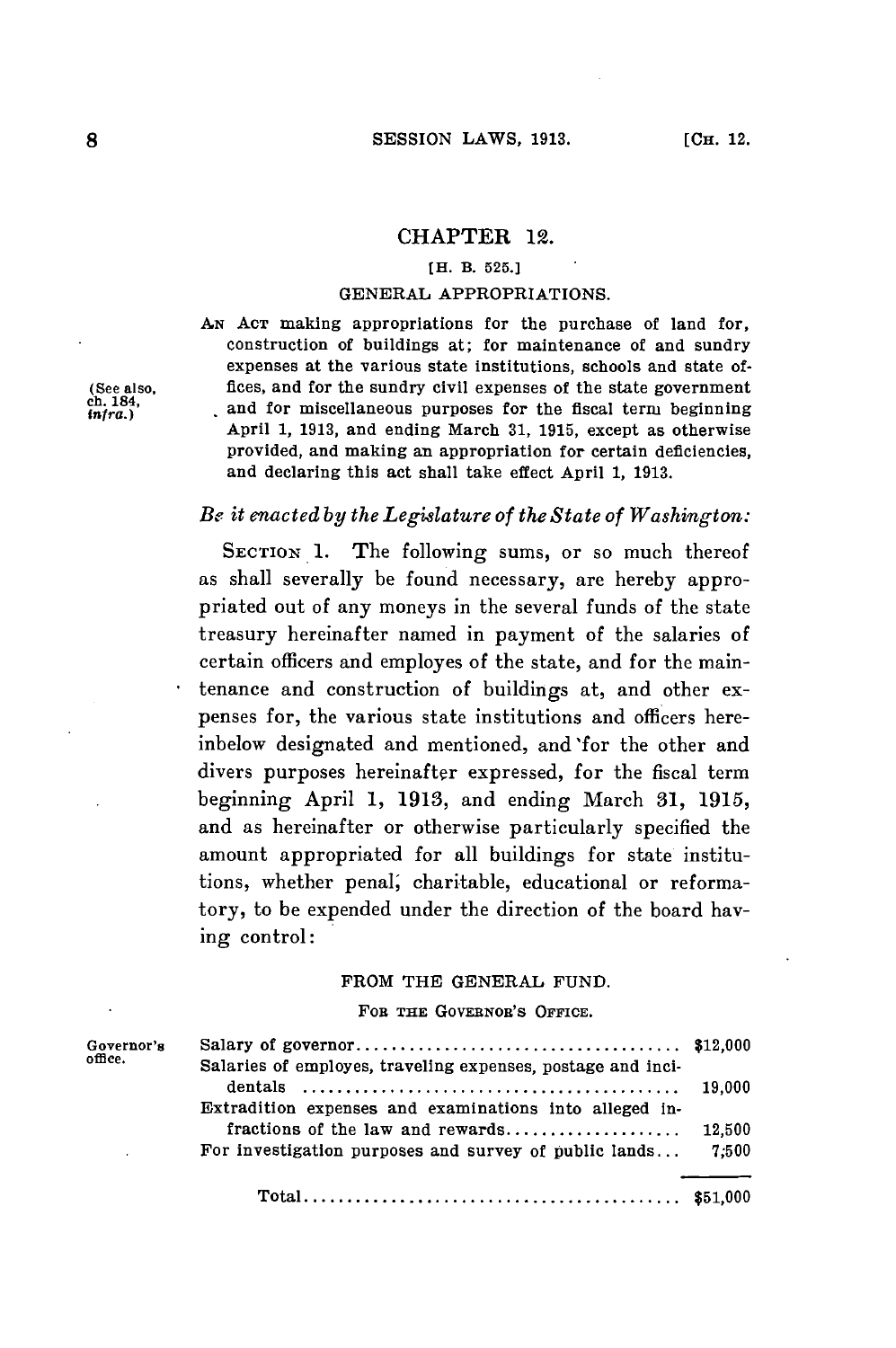# CHAPTER 12.

[H. B. 525.]

## GENERAL APPROPRIATIONS.

(See also, ch. 184, *infra.*)

AN ACT making appropriations for the purchase of land for, construction of buildings at; for maintenance of and sundry expenses at the various state institutions, schools and state offices, and for the sundry civil expenses of the state government and for miscellaneous purposes for the fiscal term beginning April 1, 1913, and ending March 31, 1915, except as otherwise provided, and making an appropriation for certain deficiencies, and declaring this act shall take effect April 1, 1913.

*Be it enacted by the Legislature of the State of Washington:*

SECTION 1. The following sums, or so much thereof as shall severally be found necessary, are hereby appropriated out of any moneys in the several funds of the state treasury hereinafter named in payment of the salaries of certain officers and employes of the state, and for the maintenance and construction of buildings at, and other expenses for, the various state institutions and officers hereinbelow designated and mentioned, and for the other and divers purposes hereinafter expressed, for the fiscal term beginning April 1, 1913, and ending March 31, 1915, and as hereinafter or otherwise particularly specified the amount appropriated for all buildings for state institutions, whether penal, charitable, educational or reformatory, to be expended under the direction of the board having control:

### FROM THE GENERAL FUND.

#### FOR THE GOVERNOR'S OFFICE.

Governor's office.

| | |
|---|---|
| Salary of governor | $12,000 |
| Salaries of employes, traveling expenses, postage and incidentals | 19,000 |
| Extradition expenses and examinations into alleged infractions of the law and rewards | 12,500 |
| For investigation purposes and survey of public lands | 7,500 |
| Total | $51,000 |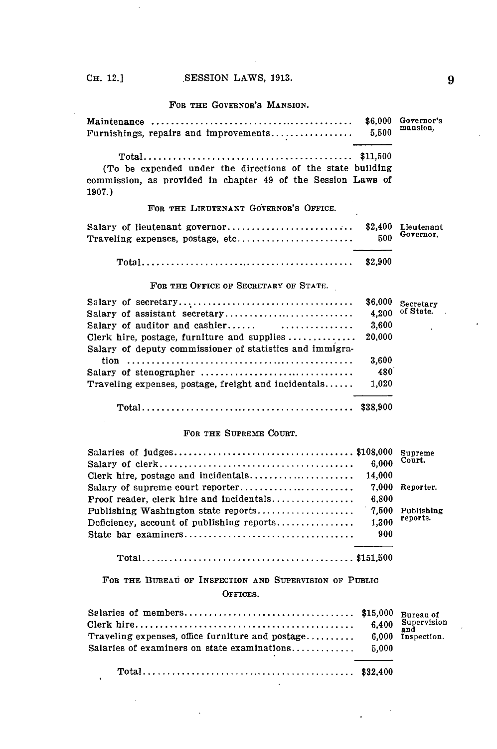### For the Governor's Mansion.

| | | |
|---|---|---|
| Maintenance | $6,000 | Governor's mansion. |
| Furnishings, repairs and improvements | 5,500 | |
| Total | $11,500 | |

(To be expended under the directions of the state building commission, as provided in chapter 49 of the Session Laws of 1907.)

### For the Lieutenant Governor's Office.

| | | |
|---|---|---|
| Salary of lieutenant governor | $2,400 | Lieutenant Governor. |
| Traveling expenses, postage, etc | 500 | |
| Total | $2,900 | |

### For the Office of Secretary of State.

| | | |
|---|---|---|
| Salary of secretary | $6,000 | Secretary of State. |
| Salary of assistant secretary | 4,200 | |
| Salary of auditor and cashier | 3,600 | |
| Clerk hire, postage, furniture and supplies | 20,000 | |
| Salary of deputy commissioner of statistics and immigration | 3,600 | |
| Salary of stenographer | 480 | |
| Traveling expenses, postage, freight and incidentals | 1,020 | |
| Total | $38,900 | |

### For the Supreme Court.

| | | |
|---|---|---|
| Salaries of judges | $108,000 | Supreme Court. |
| Salary of clerk | 6,000 | |
| Clerk hire, postage and incidentals | 14,000 | |
| Salary of supreme court reporter | 7,000 | Reporter. |
| Proof reader, clerk hire and incidentals | 6,800 | |
| Publishing Washington state reports | 7,500 | Publishing reports. |
| Deficiency, account of publishing reports | 1,300 | |
| State bar examiners | 900 | |
| Total | $151,500 | |

### For the Bureau of Inspection and Supervision of Public Offices.

| | | |
|---|---|---|
| Salaries of members | $15,000 | Bureau of Supervision and Inspection. |
| Clerk hire | 6,400 | |
| Traveling expenses, office furniture and postage | 6,000 | |
| Salaries of examiners on state examinations | 5,000 | |
| Total | $32,400 | |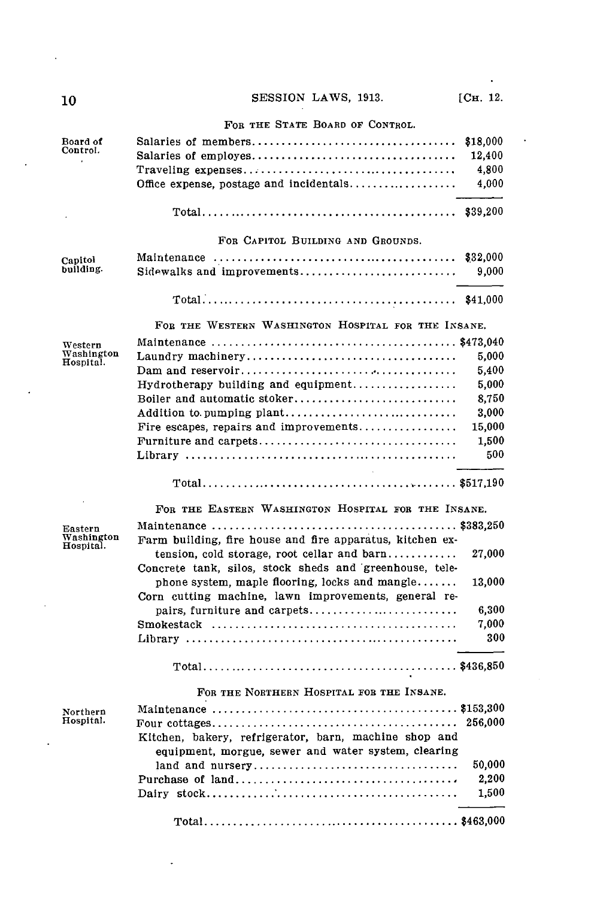FOR THE STATE BOARD OF CONTROL.

Board of Control.

| | |
|---|---|
| Salaries of members | $18,000 |
| Salaries of employes | 12,400 |
| Traveling expenses | 4,800 |
| Office expense, postage and incidentals | 4,000 |
| Total | $39,200 |

FOR CAPITOL BUILDING AND GROUNDS.

Capitol building.

| | |
|---|---|
| Maintenance | $32,000 |
| Sidewalks and improvements | 9,000 |
| Total | $41,000 |

FOR THE WESTERN WASHINGTON HOSPITAL FOR THE INSANE.

Western Washington Hospital.

| | |
|---|---|
| Maintenance | $473,040 |
| Laundry machinery | 5,000 |
| Dam and reservoir | 5,400 |
| Hydrotherapy building and equipment | 5,000 |
| Boiler and automatic stoker | 8,750 |
| Addition to pumping plant | 3,000 |
| Fire escapes, repairs and improvements | 15,000 |
| Furniture and carpets | 1,500 |
| Library | 500 |
| Total | $517,190 |

FOR THE EASTERN WASHINGTON HOSPITAL FOR THE INSANE.

Eastern Washington Hospital.

| | |
|---|---|
| Maintenance | $383,250 |
| Farm building, fire house and fire apparatus, kitchen extension, cold storage, root cellar and barn | 27,000 |
| Concrete tank, silos, stock sheds and greenhouse, telephone system, maple flooring, locks and mangle | 13,000 |
| Corn cutting machine, lawn improvements, general repairs, furniture and carpets | 6,300 |
| Smokestack | 7,000 |
| Library | 300 |
| Total | $436,850 |

FOR THE NORTHERN HOSPITAL FOR THE INSANE.

Northern Hospital.

| | |
|---|---|
| Maintenance | $153,300 |
| Four cottages | 256,000 |
| Kitchen, bakery, refrigerator, barn, machine shop and equipment, morgue, sewer and water system, clearing land and nursery | 50,000 |
| Purchase of land | 2,200 |
| Dairy stock | 1,500 |
| Total | $463,000 |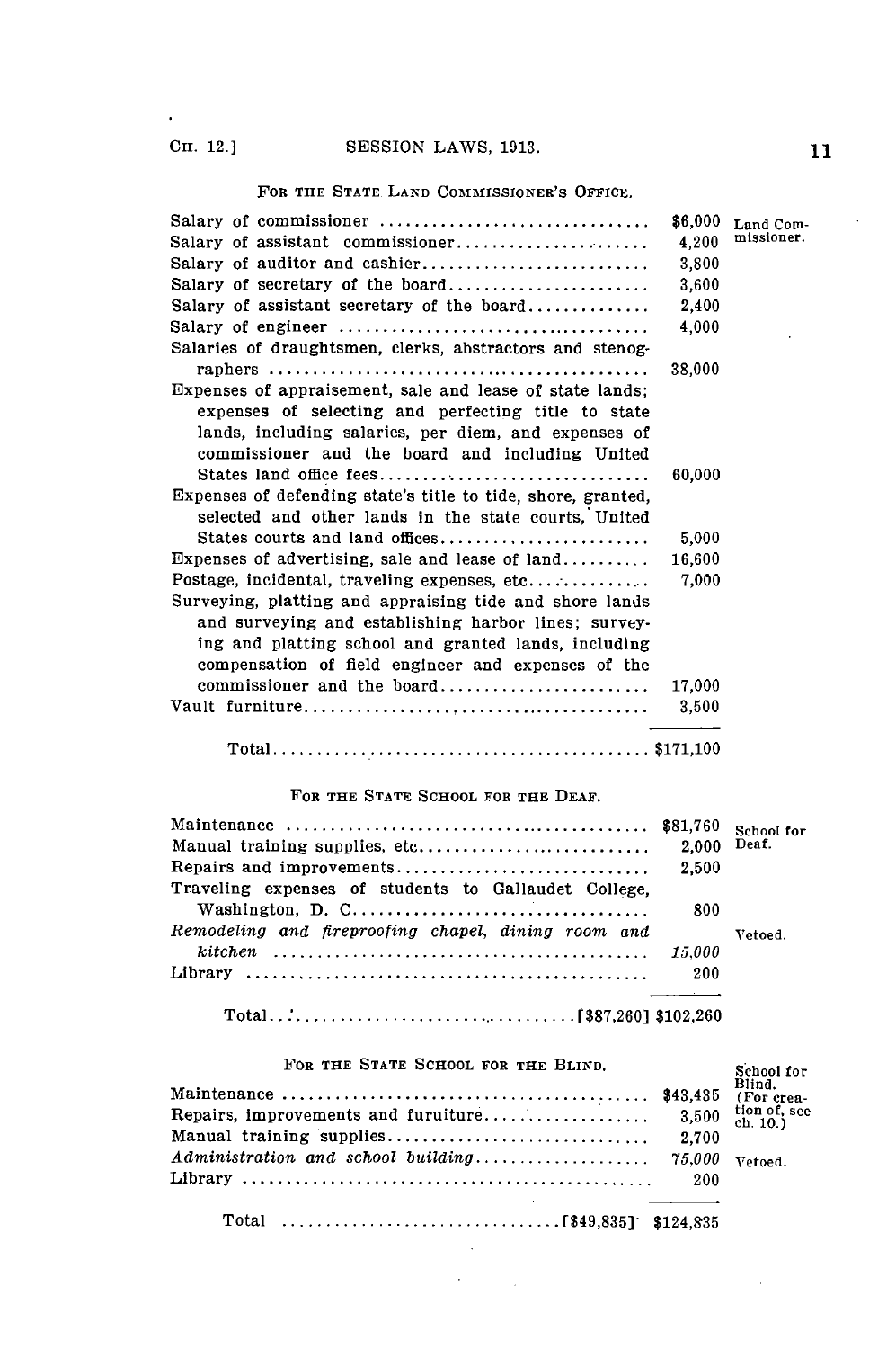### For the State Land Commissioner's Office.

| | | |
|---|---|---|
| Salary of commissioner | $6,000 | Land Commissioner. |
| Salary of assistant commissioner | 4,200 | |
| Salary of auditor and cashier | 3,800 | |
| Salary of secretary of the board | 3,600 | |
| Salary of assistant secretary of the board | 2,400 | |
| Salary of engineer | 4,000 | |
| Salaries of draughtsmen, clerks, abstractors and stenographers | 38,000 | |
| Expenses of appraisement, sale and lease of state lands; expenses of selecting and perfecting title to state lands, including salaries, per diem, and expenses of commissioner and the board and including United States land office fees | 60,000 | |
| Expenses of defending state's title to tide, shore, granted, selected and other lands in the state courts, United States courts and land offices | 5,000 | |
| Expenses of advertising, sale and lease of land | 16,600 | |
| Postage, incidental, traveling expenses, etc | 7,000 | |
| Surveying, platting and appraising tide and shore lands and surveying and establishing harbor lines; surveying and platting school and granted lands, including compensation of field engineer and expenses of the commissioner and the board | 17,000 | |
| Vault furniture | 3,500 | |
| Total | $171,100 | |

### For the State School for the Deaf.

| | | |
|---|---|---|
| Maintenance | $81,760 | School for Deaf. |
| Manual training supplies, etc | 2,000 | |
| Repairs and improvements | 2,500 | |
| Traveling expenses of students to Gallaudet College, Washington, D. C. | 800 | |
| *Remodeling and fireproofing chapel, dining room and kitchen* | *15,000* | Vetoed. |
| Library | 200 | |
| Total [$87,260] | $102,260 | |

### For the State School for the Blind.

| | | |
|---|---|---|
| Maintenance | $43,435 | School for Blind. (For creation of, see ch. 10.) |
| Repairs, improvements and furuiture | 3,500 | |
| Manual training supplies | 2,700 | |
| *Administration and school building* | *75,000* | Vetoed. |
| Library | 200 | |
| Total [$49,835] | $124,835 | |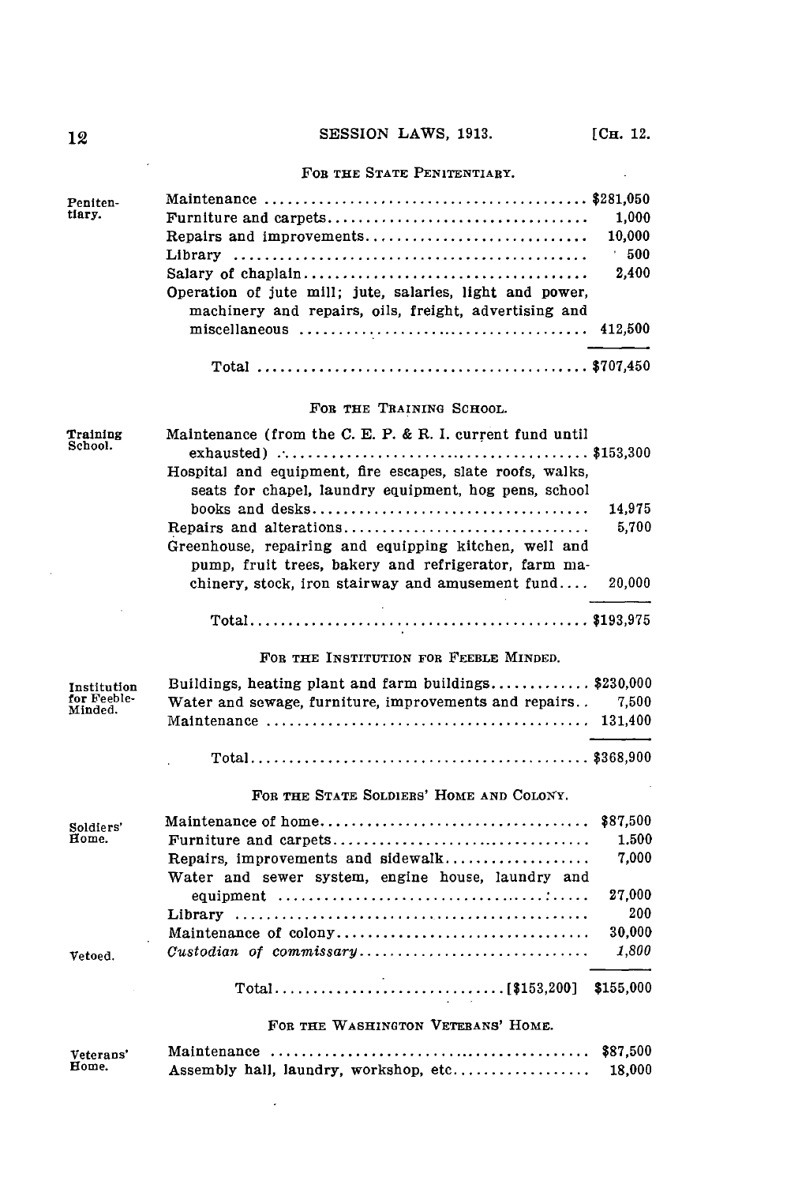### For the State Penitentiary.

| Penitentiary. | | |
|---|---|---|
| | Maintenance | $281,050 |
| | Furniture and carpets | 1,000 |
| | Repairs and improvements | 10,000 |
| | Library | 500 |
| | Salary of chaplain | 2,400 |
| | Operation of jute mill; jute, salaries, light and power, machinery and repairs, oils, freight, advertising and miscellaneous | 412,500 |
| | Total | $707,450 |

### For the Training School.

| Training School. | | |
|---|---|---|
| | Maintenance (from the C. E. P. & R. I. current fund until exhausted) | $153,300 |
| | Hospital and equipment, fire escapes, slate roofs, walks, seats for chapel, laundry equipment, hog pens, school books and desks | 14,975 |
| | Repairs and alterations | 5,700 |
| | Greenhouse, repairing and equipping kitchen, well and pump, fruit trees, bakery and refrigerator, farm machinery, stock, iron stairway and amusement fund | 20,000 |
| | Total | $193,975 |

### For the Institution for Feeble Minded.

| Institution for Feeble-Minded. | | |
|---|---|---|
| | Buildings, heating plant and farm buildings | $230,000 |
| | Water and sewage, furniture, improvements and repairs | 7,500 |
| | Maintenance | 131,400 |
| | Total | $368,900 |

### For the State Soldiers' Home and Colony.

| Soldiers' Home. | | |
|---|---|---|
| | Maintenance of home | $87,500 |
| | Furniture and carpets | 1,500 |
| | Repairs, improvements and sidewalk | 7,000 |
| | Water and sewer system, engine house, laundry and equipment | 27,000 |
| | Library | 200 |
| | Maintenance of colony | 30,000 |
| Vetoed. | *Custodian of commissary* | *1,800* |
| | Total [$153,200] | $155,000 |

### For the Washington Veterans' Home.

| Veterans' Home. | | |
|---|---|---|
| | Maintenance | $87,500 |
| | Assembly hall, laundry, workshop, etc | 18,000 |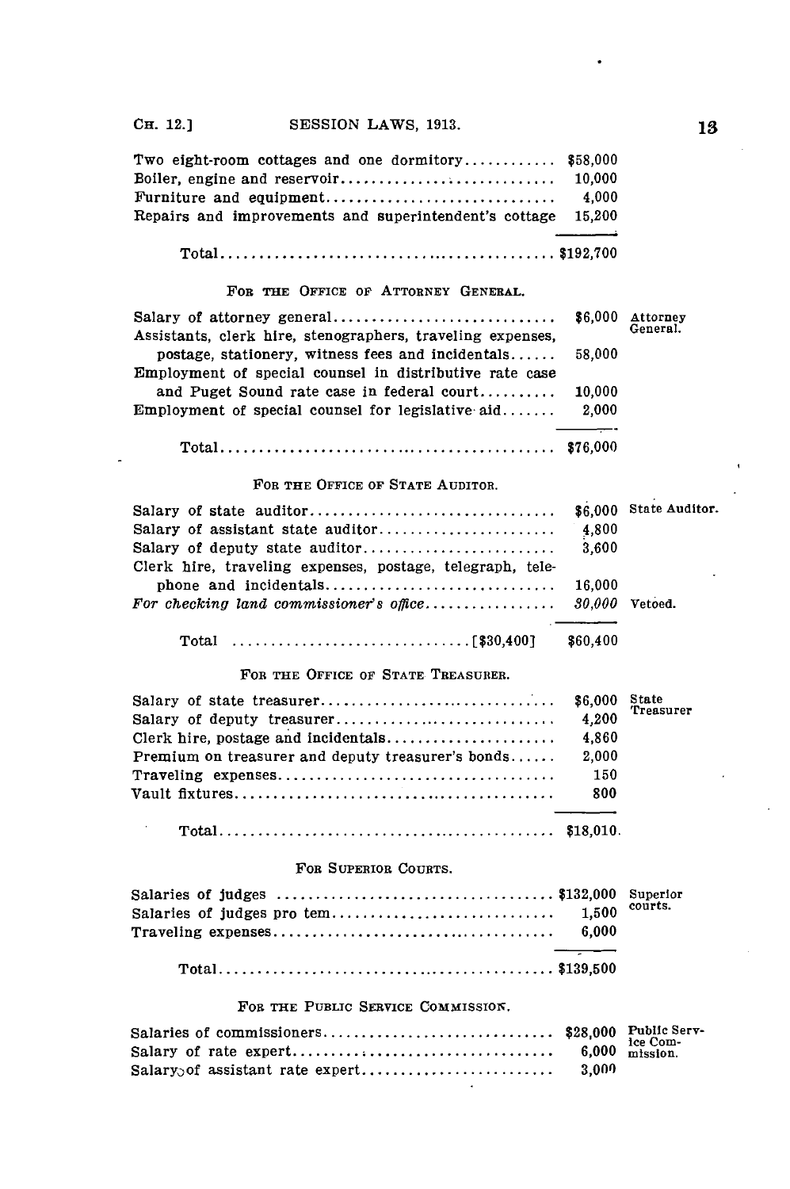| | | |
|---|---|---|
| Two eight-room cottages and one dormitory | $58,000 | |
| Boiler, engine and reservoir | 10,000 | |
| Furniture and equipment | 4,000 | |
| Repairs and improvements and superintendent's cottage | 15,200 | |
| Total | $192,700 | |

### For the Office of Attorney General.

| | | |
|---|---|---|
| Salary of attorney general | $6,000 | Attorney General. |
| Assistants, clerk hire, stenographers, traveling expenses, postage, stationery, witness fees and incidentals | 58,000 | |
| Employment of special counsel in distributive rate case and Puget Sound rate case in federal court | 10,000 | |
| Employment of special counsel for legislative aid | 2,000 | |
| Total | $76,000 | |

### For the Office of State Auditor.

| | | |
|---|---|---|
| Salary of state auditor | $6,000 | State Auditor. |
| Salary of assistant state auditor | 4,800 | |
| Salary of deputy state auditor | 3,600 | |
| Clerk hire, traveling expenses, postage, telegraph, telephone and incidentals | 16,000 | |
| *For checking land commissioner's office* | *30,000* | Vetoed. |
| Total [$30,400] | $60,400 | |

### For the Office of State Treasurer.

| | | |
|---|---|---|
| Salary of state treasurer | $6,000 | State Treasurer |
| Salary of deputy treasurer | 4,200 | |
| Clerk hire, postage and incidentals | 4,860 | |
| Premium on treasurer and deputy treasurer's bonds | 2,000 | |
| Traveling expenses | 150 | |
| Vault fixtures | 800 | |
| Total | $18,010. | |

### For Superior Courts.

| | | |
|---|---|---|
| Salaries of judges | $132,000 | Superior courts. |
| Salaries of judges pro tem | 1,500 | |
| Traveling expenses | 6,000 | |
| Total | $139,500 | |

### For the Public Service Commission.

| | | |
|---|---|---|
| Salaries of commissioners | $28,000 | Public Service Commission. |
| Salary of rate expert | 6,000 | |
| Salary of assistant rate expert | 3,000 | |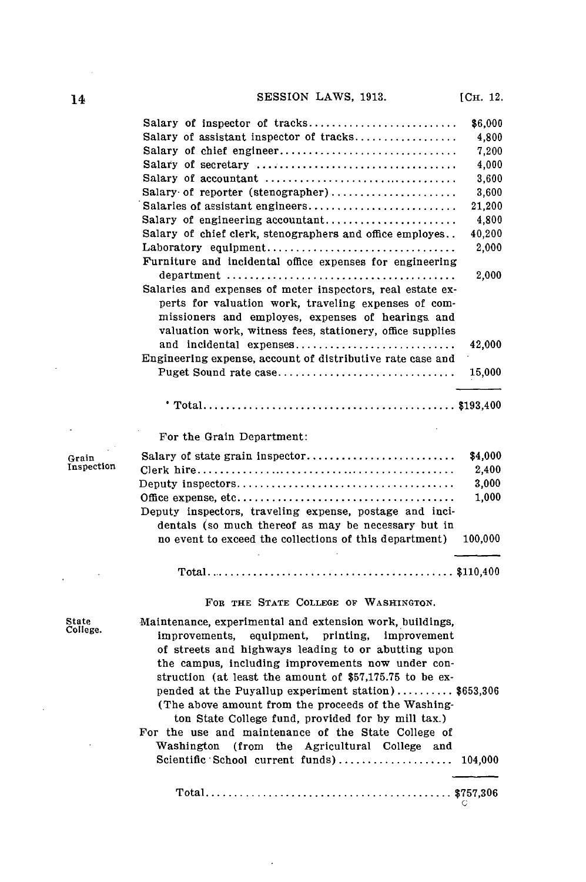| | |
|---|---|
| Salary of inspector of tracks | $6,000 |
| Salary of assistant inspector of tracks | 4,800 |
| Salary of chief engineer | 7,200 |
| Salary of secretary | 4,000 |
| Salary of accountant | 3,600 |
| Salary of reporter (stenographer) | 3,600 |
| Salaries of assistant engineers | 21,200 |
| Salary of engineering accountant | 4,800 |
| Salary of chief clerk, stenographers and office employes | 40,200 |
| Laboratory equipment | 2,000 |
| Furniture and incidental office expenses for engineering department | 2,000 |
| Salaries and expenses of meter inspectors, real estate experts for valuation work, traveling expenses of commissioners and employes, expenses of hearings and valuation work, witness fees, stationery, office supplies and incidental expenses | 42,000 |
| Engineering expense, account of distributive rate case and Puget Sound rate case | 15,000 |
| Total | $193,400 |

For the Grain Department:

Grain Inspection

| | |
|---|---|
| Salary of state grain inspector | $4,000 |
| Clerk hire | 2,400 |
| Deputy inspectors | 3,000 |
| Office expense, etc | 1,000 |
| Deputy inspectors, traveling expense, postage and incidentals (so much thereof as may be necessary but in no event to exceed the collections of this department) | 100,000 |
| Total | $110,400 |

## For the State College of Washington.

State College.

| | |
|---|---|
| Maintenance, experimental and extension work, buildings, improvements, equipment, printing, improvement of streets and highways leading to or abutting upon the campus, including improvements now under construction (at least the amount of $57,175.75 to be expended at the Puyallup experiment station) | $653,306 |
| (The above amount from the proceeds of the Washington State College fund, provided for by mill tax.) | |
| For the use and maintenance of the State College of Washington (from the Agricultural College and Scientific School current funds) | 104,000 |
| Total | $757,306 |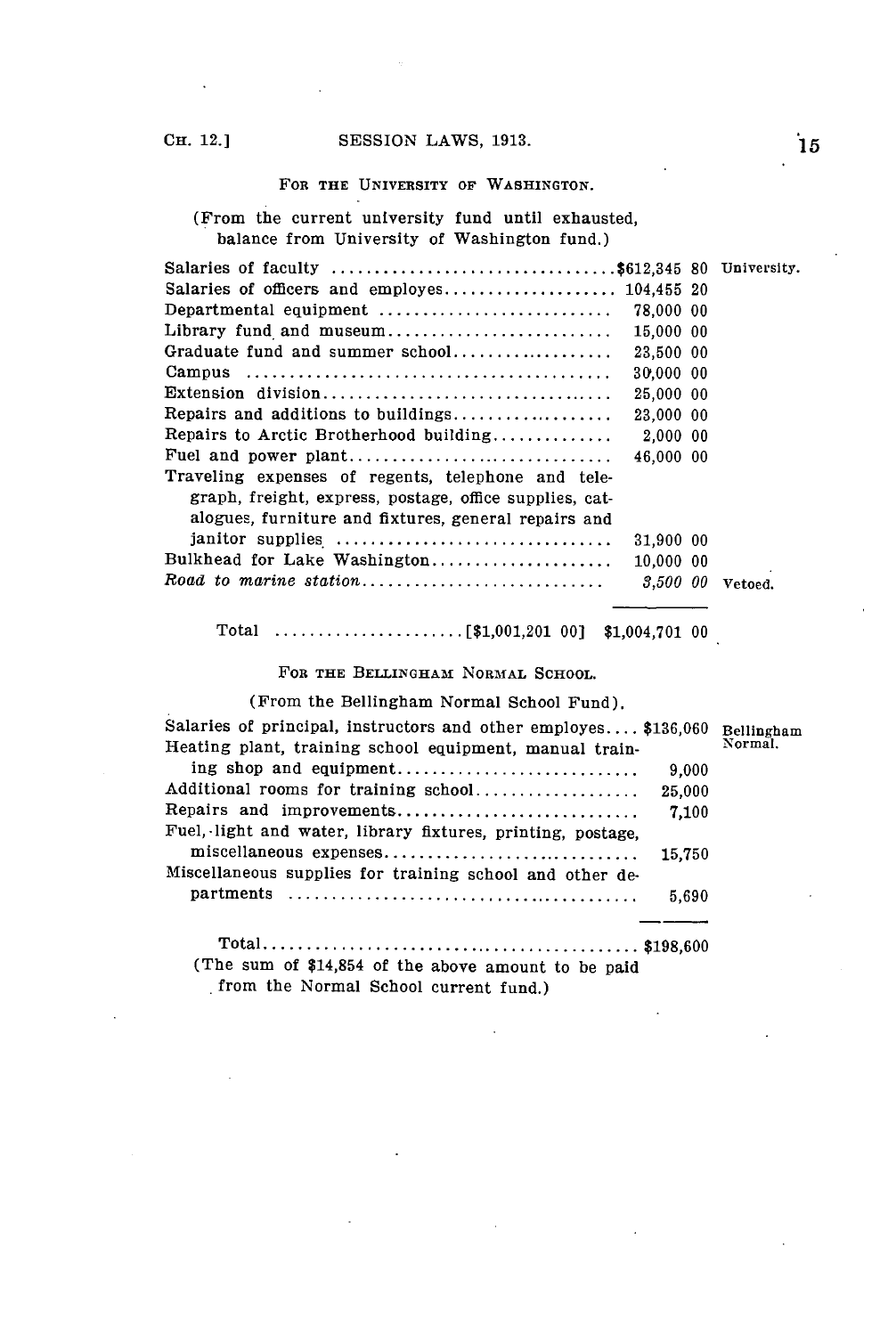### For the University of Washington.

(From the current university fund until exhausted, balance from University of Washington fund.)

| Item | Amount | |
|---|---|---|
| Salaries of faculty | $612,345 80 | University. |
| Salaries of officers and employes | 104,455 20 | |
| Departmental equipment | 78,000 00 | |
| Library fund and museum | 15,000 00 | |
| Graduate fund and summer school | 23,500 00 | |
| Campus | 30,000 00 | |
| Extension division | 25,000 00 | |
| Repairs and additions to buildings | 23,000 00 | |
| Repairs to Arctic Brotherhood building | 2,000 00 | |
| Fuel and power plant | 46,000 00 | |
| Traveling expenses of regents, telephone and telegraph, freight, express, postage, office supplies, catalogues, furniture and fixtures, general repairs and janitor supplies | 31,900 00 | |
| Bulkhead for Lake Washington | 10,000 00 | |
| *Road to marine station* | *3,500 00* | Vetoed. |
| Total [$1,001,201 00] | $1,004,701 00 | |

### For the Bellingham Normal School.

(From the Bellingham Normal School Fund).

| Item | Amount | |
|---|---|---|
| Salaries of principal, instructors and other employes | $136,060 | Bellingham Normal. |
| Heating plant, training school equipment, manual training shop and equipment | 9,000 | |
| Additional rooms for training school | 25,000 | |
| Repairs and improvements | 7,100 | |
| Fuel, light and water, library fixtures, printing, postage, miscellaneous expenses | 15,750 | |
| Miscellaneous supplies for training school and other departments | 5,690 | |
| Total | $198,600 | |

(The sum of $14,854 of the above amount to be paid from the Normal School current fund.)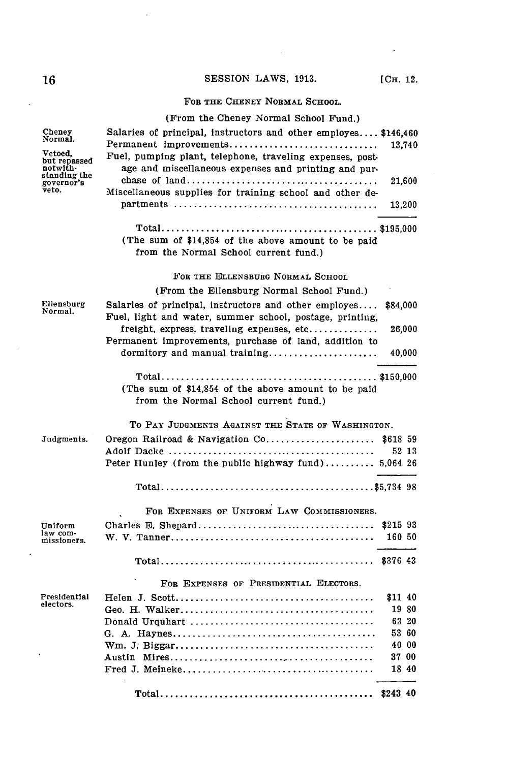### For the Cheney Normal School.

(From the Cheney Normal School Fund.)

Cheney Normal.

Vetoed, but repassed notwithstanding the governor's veto.

| | |
|---|---|
| Salaries of principal, instructors and other employes | $146,460 |
| Permanent improvements | 13,740 |
| Fuel, pumping plant, telephone, traveling expenses, postage and miscellaneous expenses and printing and purchase of land | 21,600 |
| Miscellaneous supplies for training school and other departments | 13,200 |
| Total | $195,000 |

(The sum of $14,854 of the above amount to be paid from the Normal School current fund.)

### For the Ellensburg Normal School

(From the Ellensburg Normal School Fund.)

Ellensburg Normal.

| | |
|---|---|
| Salaries of principal, instructors and other employes | $84,000 |
| Fuel, light and water, summer school, postage, printing, freight, express, traveling expenses, etc | 26,000 |
| Permanent improvements, purchase of land, addition to dormitory and manual training | 40,000 |
| Total | $150,000 |

(The sum of $14,854 of the above amount to be paid from the Normal School current fund.)

### To Pay Judgments Against the State of Washington.

Judgments.

| | |
|---|---|
| Oregon Railroad & Navigation Co | $618 59 |
| Adolf Dacke | 52 13 |
| Peter Hunley (from the public highway fund) | 5,064 26 |
| Total | $5,734 98 |

### For Expenses of Uniform Law Commissioners.

Uniform law commissioners.

| | |
|---|---|
| Charles E. Shepard | $215 93 |
| W. V. Tanner | 160 50 |
| Total | $376 43 |

### For Expenses of Presidential Electors.

Presidential electors.

| | |
|---|---|
| Helen J. Scott | $11 40 |
| Geo. H. Walker | 19 80 |
| Donald Urquhart | 63 20 |
| G. A. Haynes | 53 60 |
| Wm. J. Biggar | 40 00 |
| Austin Mires | 37 00 |
| Fred J. Meineke | 18 40 |
| Total | $243 40 |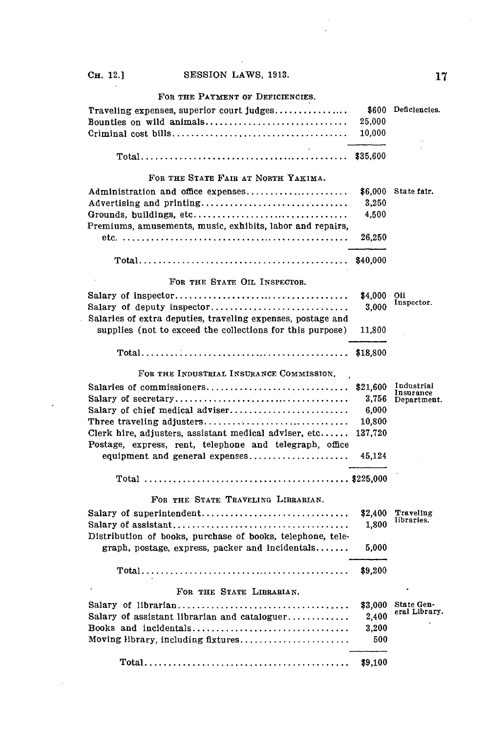FOR THE PAYMENT OF DEFICIENCIES.

| | | |
|---|---|---|
| Traveling expenses, superior court judges | $600 | Deficiencies. |
| Bounties on wild animals | 25,000 | |
| Criminal cost bills | 10,000 | |
| Total | $35,600 | |

FOR THE STATE FAIR AT NORTH YAKIMA.

| | | |
|---|---|---|
| Administration and office expenses | $6,000 | State fair. |
| Advertising and printing | 3,250 | |
| Grounds, buildings, etc | 4,500 | |
| Premiums, amusements, music, exhibits, labor and repairs, etc. | 26,250 | |
| Total | $40,000 | |

FOR THE STATE OIL INSPECTOR.

| | | |
|---|---|---|
| Salary of inspector | $4,000 | Oil Inspector. |
| Salary of deputy inspector | 3,000 | |
| Salaries of extra deputies, traveling expenses, postage and supplies (not to exceed the collections for this purpose) | 11,800 | |
| Total | $18,800 | |

FOR THE INDUSTRIAL INSURANCE COMMISSION.

| | | |
|---|---|---|
| Salaries of commissioners | $21,600 | Industrial Insurance Department. |
| Salary of secretary | 3,756 | |
| Salary of chief medical adviser | 6,000 | |
| Three traveling adjusters | 10,800 | |
| Clerk hire, adjusters, assistant medical adviser, etc | 137,720 | |
| Postage, express, rent, telephone and telegraph, office equipment and general expenses | 45,124 | |
| Total | $225,000 | |

FOR THE STATE TRAVELING LIBRARIAN.

| | | |
|---|---|---|
| Salary of superintendent | $2,400 | Traveling libraries. |
| Salary of assistant | 1,800 | |
| Distribution of books, purchase of books, telephone, telegraph, postage, express, packer and incidentals | 5,000 | |
| Total | $9,200 | |

FOR THE STATE LIBRARIAN.

| | | |
|---|---|---|
| Salary of librarian | $3,000 | State General Library. |
| Salary of assistant librarian and cataloguer | 2,400 | |
| Books and incidentals | 3,200 | |
| Moving library, including fixtures | 500 | |
| Total | $9,100 | |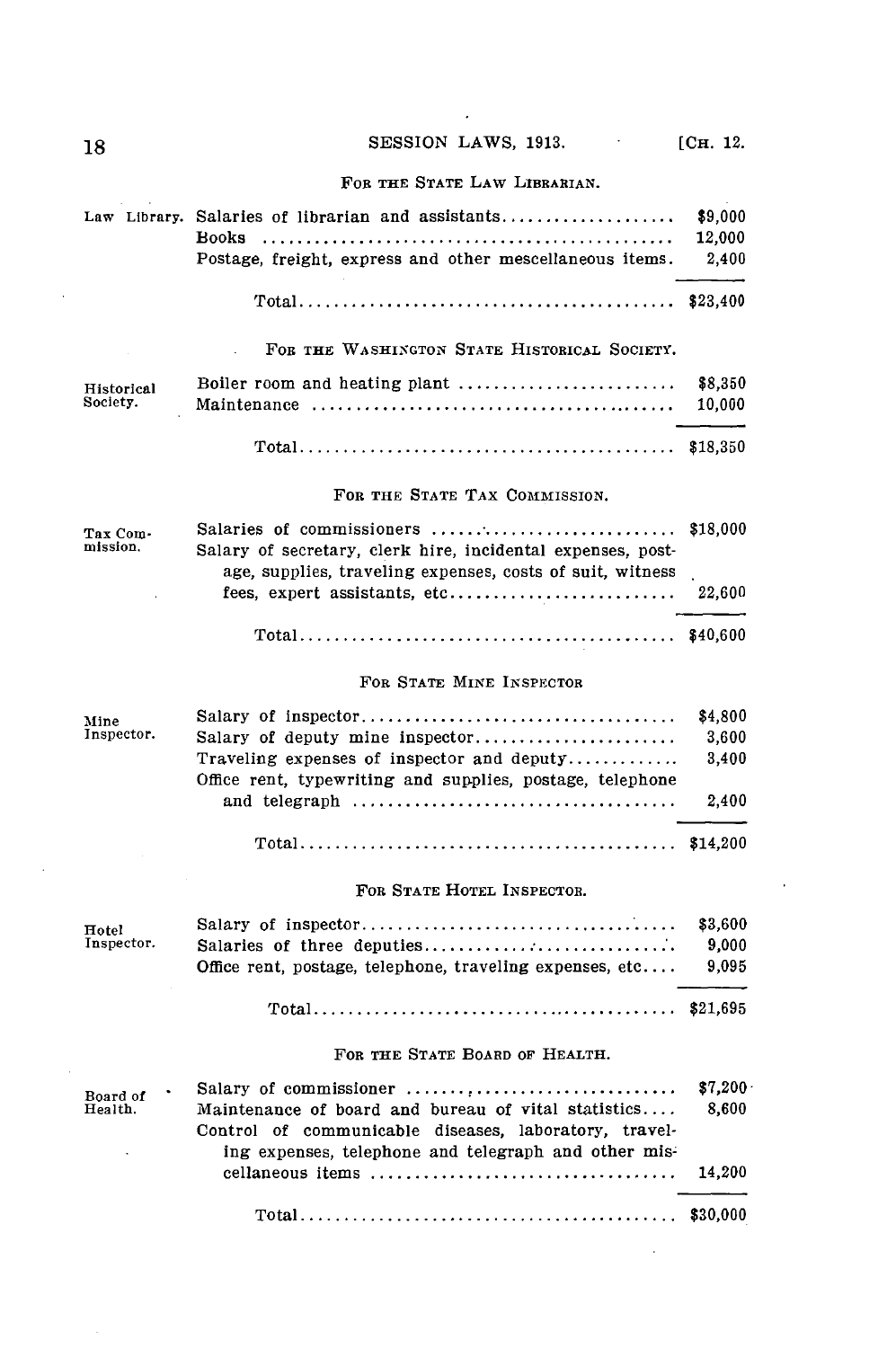FOR THE STATE LAW LIBRARIAN.

| | | |
|---|---|---|
| Law Library. | Salaries of librarian and assistants | $9,000 |
| | Books | 12,000 |
| | Postage, freight, express and other mescellaneous items. | 2,400 |
| | Total | $23,400 |

FOR THE WASHINGTON STATE HISTORICAL SOCIETY.

| | | |
|---|---|---|
| Historical Society. | Boiler room and heating plant | $8,350 |
| | Maintenance | 10,000 |
| | Total | $18,350 |

FOR THE STATE TAX COMMISSION.

| | | |
|---|---|---|
| Tax Commission. | Salaries of commissioners | $18,000 |
| | Salary of secretary, clerk hire, incidental expenses, postage, supplies, traveling expenses, costs of suit, witness fees, expert assistants, etc | 22,600 |
| | Total | $40,600 |

FOR STATE MINE INSPECTOR

| | | |
|---|---|---|
| Mine Inspector. | Salary of inspector | $4,800 |
| | Salary of deputy mine inspector | 3,600 |
| | Traveling expenses of inspector and deputy | 3,400 |
| | Office rent, typewriting and supplies, postage, telephone and telegraph | 2,400 |
| | Total | $14,200 |

FOR STATE HOTEL INSPECTOR.

| | | |
|---|---|---|
| Hotel Inspector. | Salary of inspector | $3,600 |
| | Salaries of three deputies | 9,000 |
| | Office rent, postage, telephone, traveling expenses, etc | 9,095 |
| | Total | $21,695 |

FOR THE STATE BOARD OF HEALTH.

| | | |
|---|---|---|
| Board of Health. | Salary of commissioner | $7,200 |
| | Maintenance of board and bureau of vital statistics | 8,600 |
| | Control of communicable diseases, laboratory, traveling expenses, telephone and telegraph and other miscellaneous items | 14,200 |
| | Total | $30,000 |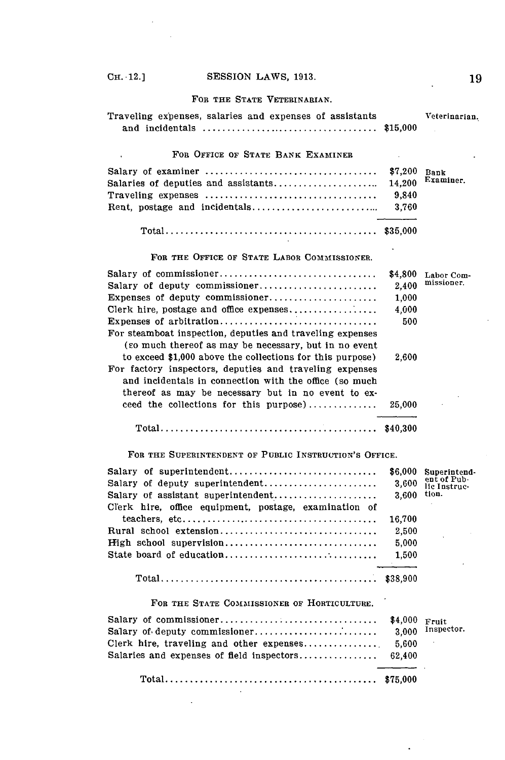### For the State Veterinarian.

| | | |
|---|---|---|
| Traveling expenses, salaries and expenses of assistants and incidentals | $15,000 | Veterinarian. |

### For Office of State Bank Examiner

| | | |
|---|---|---|
| Salary of examiner | $7,200 | Bank Examiner. |
| Salaries of deputies and assistants | 14,200 | |
| Traveling expenses | 9,840 | |
| Rent, postage and incidentals | 3,760 | |
| Total | $35,000 | |

### For the Office of State Labor Commissioner.

| | | |
|---|---|---|
| Salary of commissioner | $4,800 | Labor Commissioner. |
| Salary of deputy commissioner | 2,400 | |
| Expenses of deputy commissioner | 1,000 | |
| Clerk hire, postage and office expenses | 4,000 | |
| Expenses of arbitration | 500 | |
| For steamboat inspection, deputies and traveling expenses (so much thereof as may be necessary, but in no event to exceed $1,000 above the collections for this purpose) | 2,600 | |
| For factory inspectors, deputies and traveling expenses and incidentals in connection with the office (so much thereof as may be necessary but in no event to exceed the collections for this purpose) | 25,000 | |
| Total | $40,300 | |

### For the Superintendent of Public Instruction's Office.

| | | |
|---|---|---|
| Salary of superintendent | $6,000 | Superintendent of Public Instruction. |
| Salary of deputy superintendent | 3,600 | |
| Salary of assistant superintendent | 3,600 | |
| Clerk hire, office equipment, postage, examination of teachers, etc. | 16,700 | |
| Rural school extension | 2,500 | |
| High school supervision | 5,000 | |
| State board of education | 1,500 | |
| Total | $38,900 | |

### For the State Commissioner of Horticulture.

| | | |
|---|---|---|
| Salary of commissioner | $4,000 | Fruit Inspector. |
| Salary of deputy commissioner | 3,000 | |
| Clerk hire, traveling and other expenses | 5,600 | |
| Salaries and expenses of field inspectors | 62,400 | |
| Total | $75,000 | |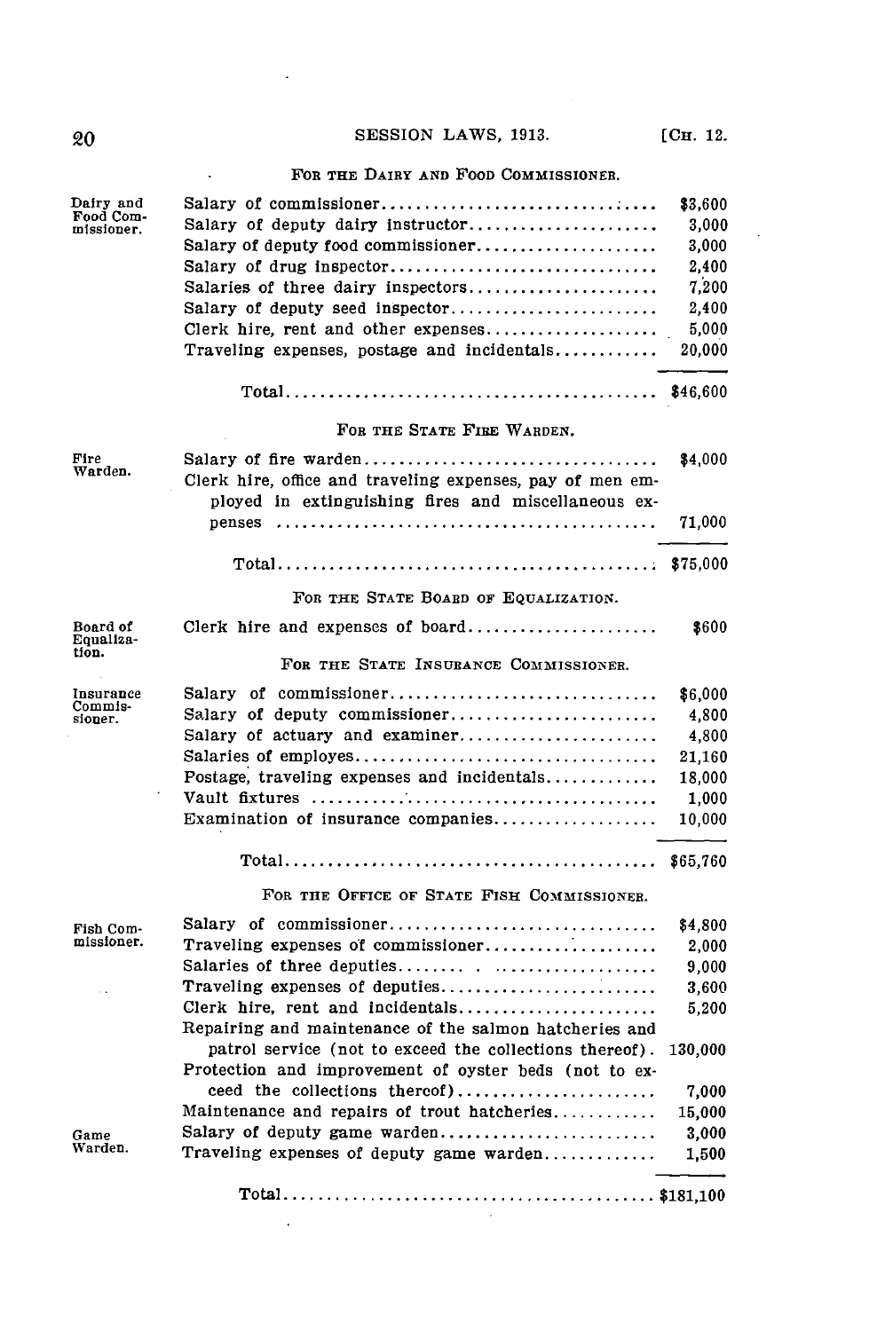### FOR THE DAIRY AND FOOD COMMISSIONER.

Dairy and Food Commissioner.

| Item | Amount |
|---|---|
| Salary of commissioner | $3,600 |
| Salary of deputy dairy instructor | 3,000 |
| Salary of deputy food commissioner | 3,000 |
| Salary of drug inspector | 2,400 |
| Salaries of three dairy inspectors | 7,200 |
| Salary of deputy seed inspector | 2,400 |
| Clerk hire, rent and other expenses | 5,000 |
| Traveling expenses, postage and incidentals | 20,000 |
| Total | $46,600 |

### FOR THE STATE FIRE WARDEN.

Fire Warden.

| Item | Amount |
|---|---|
| Salary of fire warden | $4,000 |
| Clerk hire, office and traveling expenses, pay of men employed in extinguishing fires and miscellaneous expenses | 71,000 |
| Total | $75,000 |

### FOR THE STATE BOARD OF EQUALIZATION.

Board of Equalization.

| Item | Amount |
|---|---|
| Clerk hire and expenses of board | $600 |

### FOR THE STATE INSURANCE COMMISSIONER.

Insurance Commissioner.

| Item | Amount |
|---|---|
| Salary of commissioner | $6,000 |
| Salary of deputy commissioner | 4,800 |
| Salary of actuary and examiner | 4,800 |
| Salaries of employes | 21,160 |
| Postage, traveling expenses and incidentals | 18,000 |
| Vault fixtures | 1,000 |
| Examination of insurance companies | 10,000 |
| Total | $65,760 |

### FOR THE OFFICE OF STATE FISH COMMISSIONER.

Fish Commissioner.

| Item | Amount |
|---|---|
| Salary of commissioner | $4,800 |
| Traveling expenses of commissioner | 2,000 |
| Salaries of three deputies | 9,000 |
| Traveling expenses of deputies | 3,600 |
| Clerk hire, rent and incidentals | 5,200 |
| Repairing and maintenance of the salmon hatcheries and patrol service (not to exceed the collections thereof) | 130,000 |
| Protection and improvement of oyster beds (not to exceed the collections thereof) | 7,000 |
| Maintenance and repairs of trout hatcheries | 15,000 |
| Salary of deputy game warden | 3,000 |
| Traveling expenses of deputy game warden | 1,500 |
| Total | $181,100 |

Game Warden.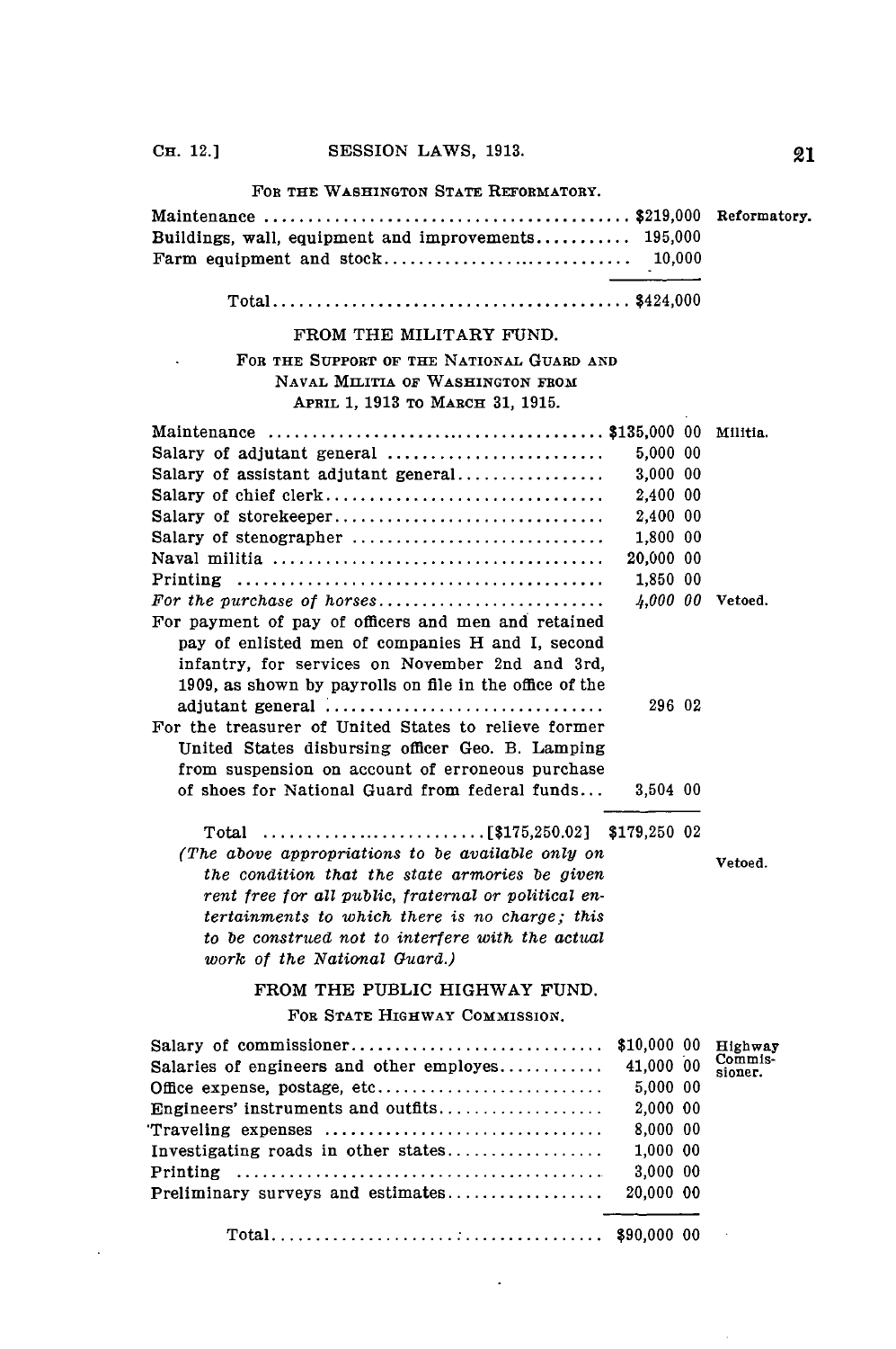FOR THE WASHINGTON STATE REFORMATORY.

| | | |
|---|---|---|
| Maintenance | $219,000 | Reformatory. |
| Buildings, wall, equipment and improvements | 195,000 | |
| Farm equipment and stock | 10,000 | |
| Total | $424,000 | |

FROM THE MILITARY FUND.

FOR THE SUPPORT OF THE NATIONAL GUARD AND NAVAL MILITIA OF WASHINGTON FROM APRIL 1, 1913 TO MARCH 31, 1915.

| | | |
|---|---|---|
| Maintenance | $135,000 00 | Militia. |
| Salary of adjutant general | 5,000 00 | |
| Salary of assistant adjutant general | 3,000 00 | |
| Salary of chief clerk | 2,400 00 | |
| Salary of storekeeper | 2,400 00 | |
| Salary of stenographer | 1,800 00 | |
| Naval militia | 20,000 00 | |
| Printing | 1,850 00 | |
| *For the purchase of horses* | *4,000 00* | Vetoed. |
| For payment of pay of officers and men and retained pay of enlisted men of companies H and I, second infantry, for services on November 2nd and 3rd, 1909, as shown by payrolls on file in the office of the adjutant general | 296 02 | |
| For the treasurer of United States to relieve former United States disbursing officer Geo. B. Lamping from suspension on account of erroneous purchase of shoes for National Guard from federal funds | 3,504 00 | |
| Total [$175,250.02] | $179,250 02 | |

*(The above appropriations to be available only on the condition that the state armories be given rent free for all public, fraternal or political entertainments to which there is no charge; this to be construed not to interfere with the actual work of the National Guard.)* Vetoed.

FROM THE PUBLIC HIGHWAY FUND.

FOR STATE HIGHWAY COMMISSION.

| | | |
|---|---|---|
| Salary of commissioner | $10,000 00 | Highway Commissioner. |
| Salaries of engineers and other employes | 41,000 00 | |
| Office expense, postage, etc | 5,000 00 | |
| Engineers' instruments and outfits | 2,000 00 | |
| Traveling expenses | 8,000 00 | |
| Investigating roads in other states | 1,000 00 | |
| Printing | 3,000 00 | |
| Preliminary surveys and estimates | 20,000 00 | |
| Total | $90,000 00 | |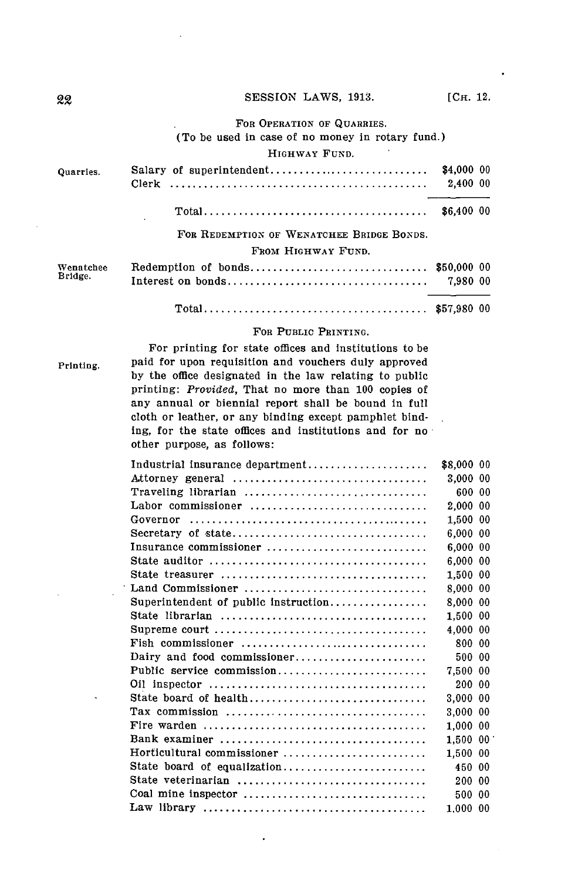FOR OPERATION OF QUARRIES.

(To be used in case of no money in rotary fund.)

HIGHWAY FUND.

Quarries.

| | |
|---|---|
| Salary of superintendent | $4,000 00 |
| Clerk | 2,400 00 |
| Total | $6,400 00 |

FOR REDEMPTION OF WENATCHEE BRIDGE BONDS.

FROM HIGHWAY FUND.

Wenatchee Bridge.

| | |
|---|---|
| Redemption of bonds | $50,000 00 |
| Interest on bonds | 7,980 00 |
| Total | $57,980 00 |

FOR PUBLIC PRINTING.

Printing.

For printing for state offices and institutions to be paid for upon requisition and vouchers duly approved by the office designated in the law relating to public printing: *Provided*, That no more than 100 copies of any annual or biennial report shall be bound in full cloth or leather, or any binding except pamphlet binding, for the state offices and institutions and for no other purpose, as follows:

| | |
|---|---|
| Industrial insurance department | $8,000 00 |
| Attorney general | 3,000 00 |
| Traveling librarian | 600 00 |
| Labor commissioner | 2,000 00 |
| Governor | 1,500 00 |
| Secretary of state | 6,000 00 |
| Insurance commissioner | 6,000 00 |
| State auditor | 6,000 00 |
| State treasurer | 1,500 00 |
| Land Commissioner | 8,000 00 |
| Superintendent of public instruction | 8,000 00 |
| State librarian | 1,500 00 |
| Supreme court | 4,000 00 |
| Fish commissioner | 800 00 |
| Dairy and food commissioner | 500 00 |
| Public service commission | 7,500 00 |
| Oil inspector | 200 00 |
| State board of health | 3,000 00 |
| Tax commission | 3,000 00 |
| Fire warden | 1,000 00 |
| Bank examiner | 1,500 00 |
| Horticultural commissioner | 1,500 00 |
| State board of equalization | 450 00 |
| State veterinarian | 200 00 |
| Coal mine inspector | 500 00 |
| Law library | 1,000 00 |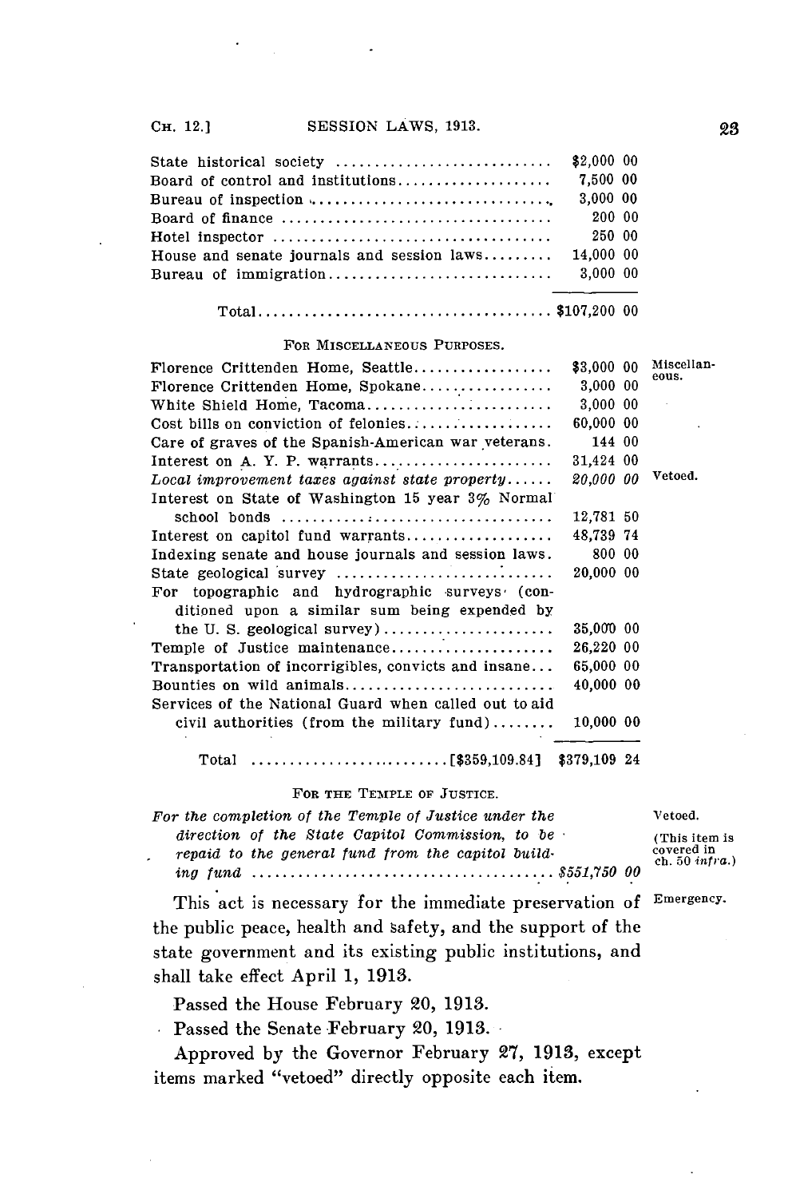| | | |
|---|---|---|
| State historical society | $2,000 00 | |
| Board of control and institutions | 7,500 00 | |
| Bureau of inspection | 3,000 00 | |
| Board of finance | 200 00 | |
| Hotel inspector | 250 00 | |
| House and senate journals and session laws | 14,000 00 | |
| Bureau of immigration | 3,000 00 | |
| Total | $107,200 00 | |

FOR MISCELLANEOUS PURPOSES.

| | | |
|---|---|---|
| Florence Crittenden Home, Seattle | $3,000 00 | Miscellaneous. |
| Florence Crittenden Home, Spokane | 3,000 00 | |
| White Shield Home, Tacoma | 3,000 00 | |
| Cost bills on conviction of felonies | 60,000 00 | |
| Care of graves of the Spanish-American war veterans. | 144 00 | |
| Interest on A. Y. P. warrants | 31,424 00 | |
| *Local improvement taxes against state property* | *20,000 00* | Vetoed. |
| Interest on State of Washington 15 year 3% Normal school bonds | 12,781 50 | |
| Interest on capitol fund warrants | 48,739 74 | |
| Indexing senate and house journals and session laws. | 800 00 | |
| State geological survey | 20,000 00 | |
| For topographic and hydrographic surveys (conditioned upon a similar sum being expended by the U. S. geological survey) | 35,000 00 | |
| Temple of Justice maintenance | 26,220 00 | |
| Transportation of incorrigibles, convicts and insane | 65,000 00 | |
| Bounties on wild animals | 40,000 00 | |
| Services of the National Guard when called out to aid civil authorities (from the military fund) | 10,000 00 | |
| Total [$359,109.84] | $379,109 24 | |

FOR THE TEMPLE OF JUSTICE.

| | | |
|---|---|---|
| *For the completion of the Temple of Justice under the direction of the State Capitol Commission, to be repaid to the general fund from the capitol building fund* | *$551,750 00* | Vetoed. (This item is covered in ch. 50 *infra*.) |

This act is necessary for the immediate preservation of the public peace, health and safety, and the support of the state government and its existing public institutions, and shall take effect April 1, 1913. Emergency.

Passed the House February 20, 1913.

Passed the Senate February 20, 1913.

Approved by the Governor February 27, 1913, except items marked "vetoed" directly opposite each item.